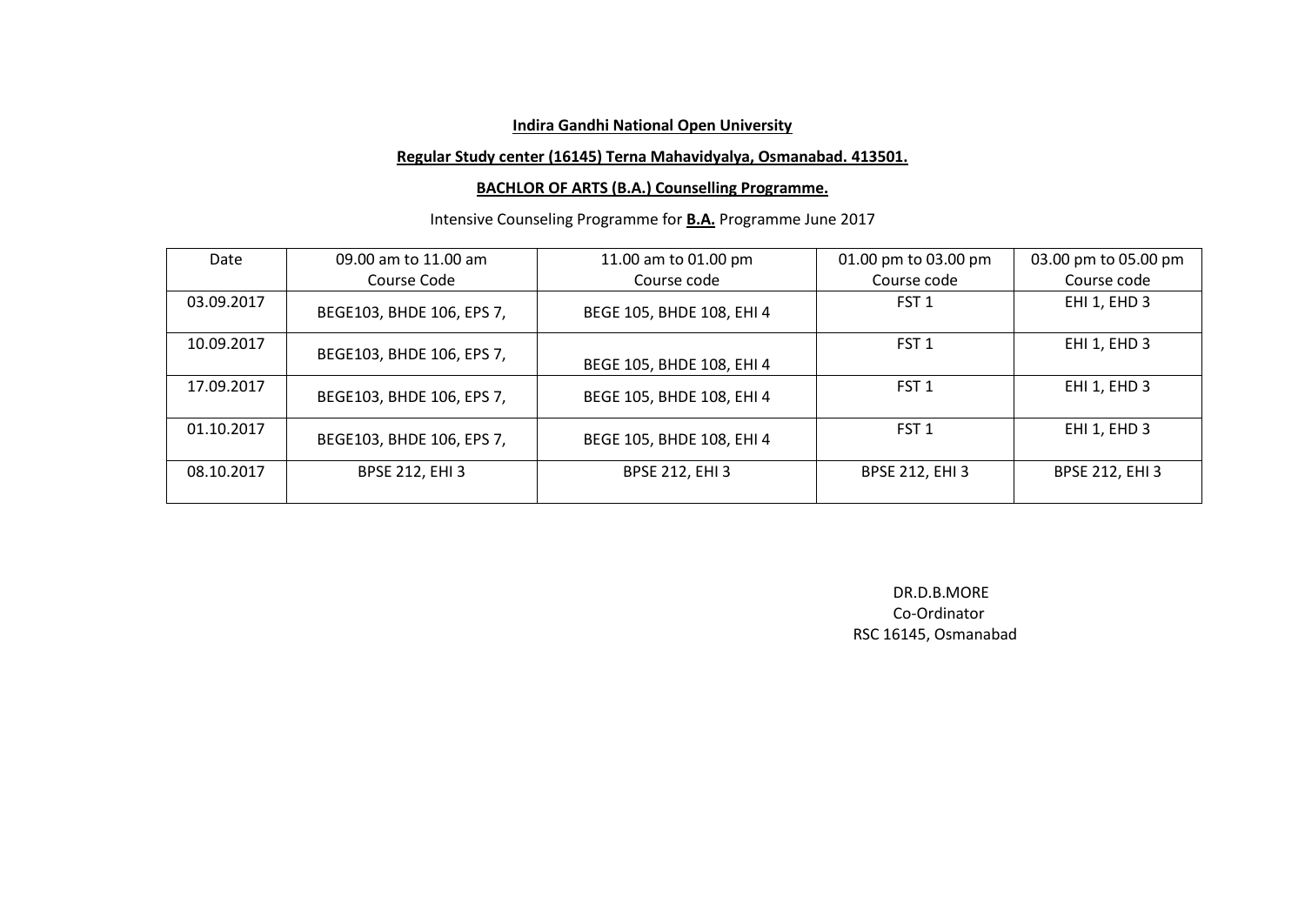**Indira Gandhi National Open University**

**Regular Study center (16145) Terna Mahavidyalya, Osmanabad. 413501.**

**BACHLOR OF ARTS (B.A.) Counselling Programme.**

Intensive Counseling Programme for **B.A.** Programme June 2017

| Date | 09.00 am to 11.00 am Course Code | 11.00 am to 01.00 pm Course code | 01.00 pm to 03.00 pm Course code | 03.00 pm to 05.00 pm Course code |
|---|---|---|---|---|
| 03.09.2017 | BEGE103, BHDE 106, EPS 7, | BEGE 105, BHDE 108, EHI 4 | FST 1 | EHI 1, EHD 3 |
| 10.09.2017 | BEGE103, BHDE 106, EPS 7, | BEGE 105, BHDE 108, EHI 4 | FST 1 | EHI 1, EHD 3 |
| 17.09.2017 | BEGE103, BHDE 106, EPS 7, | BEGE 105, BHDE 108, EHI 4 | FST 1 | EHI 1, EHD 3 |
| 01.10.2017 | BEGE103, BHDE 106, EPS 7, | BEGE 105, BHDE 108, EHI 4 | FST 1 | EHI 1, EHD 3 |
| 08.10.2017 | BPSE 212, EHI 3 | BPSE 212, EHI 3 | BPSE 212, EHI 3 | BPSE 212, EHI 3 |

DR.D.B.MORE
Co-Ordinator
RSC 16145, Osmanabad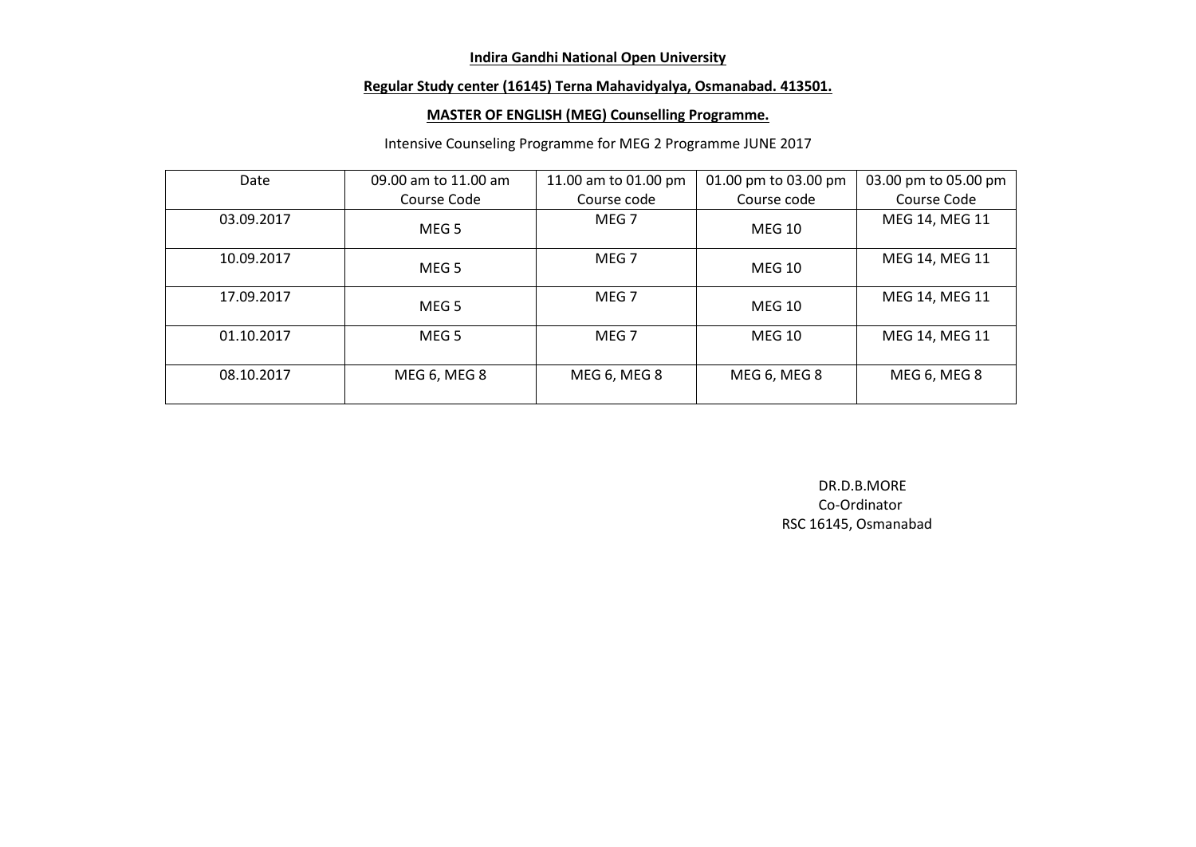**Indira Gandhi National Open University**

**Regular Study center (16145) Terna Mahavidyalya, Osmanabad. 413501.**

**MASTER OF ENGLISH (MEG) Counselling Programme.**

Intensive Counseling Programme for MEG 2 Programme JUNE 2017

| Date | 09.00 am to 11.00 am Course Code | 11.00 am to 01.00 pm Course code | 01.00 pm to 03.00 pm Course code | 03.00 pm to 05.00 pm Course Code |
|---|---|---|---|---|
| 03.09.2017 | MEG 5 | MEG 7 | MEG 10 | MEG 14, MEG 11 |
| 10.09.2017 | MEG 5 | MEG 7 | MEG 10 | MEG 14, MEG 11 |
| 17.09.2017 | MEG 5 | MEG 7 | MEG 10 | MEG 14, MEG 11 |
| 01.10.2017 | MEG 5 | MEG 7 | MEG 10 | MEG 14, MEG 11 |
| 08.10.2017 | MEG 6, MEG 8 | MEG 6, MEG 8 | MEG 6, MEG 8 | MEG 6, MEG 8 |

DR.D.B.MORE
Co-Ordinator
RSC 16145, Osmanabad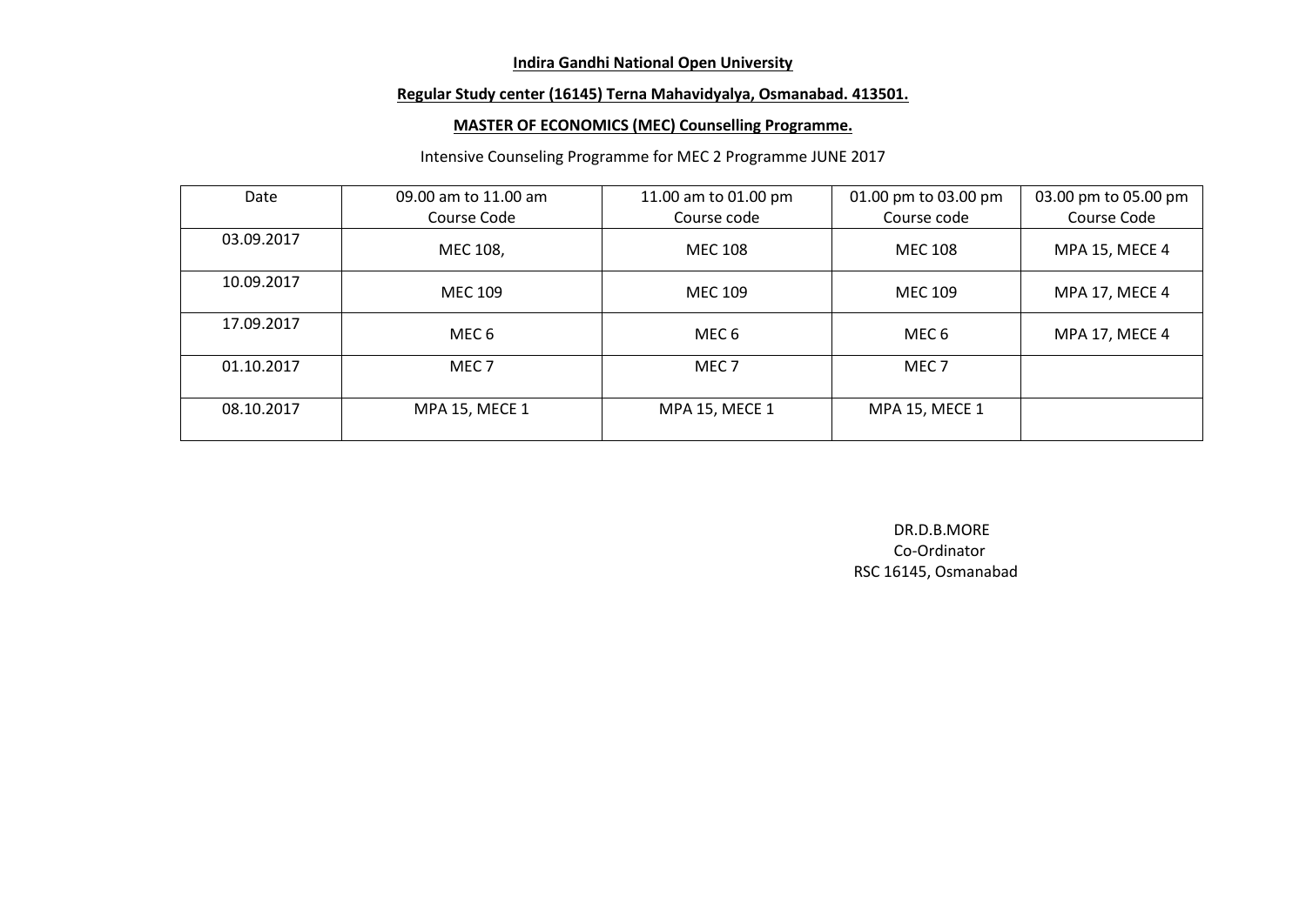**Indira Gandhi National Open University**

**Regular Study center (16145) Terna Mahavidyalya, Osmanabad. 413501.**

**MASTER OF ECONOMICS (MEC) Counselling Programme.**

Intensive Counseling Programme for MEC 2 Programme JUNE 2017

| Date | 09.00 am to 11.00 am Course Code | 11.00 am to 01.00 pm Course code | 01.00 pm to 03.00 pm Course code | 03.00 pm to 05.00 pm Course Code |
|---|---|---|---|---|
| 03.09.2017 | MEC 108, | MEC 108 | MEC 108 | MPA 15, MECE 4 |
| 10.09.2017 | MEC 109 | MEC 109 | MEC 109 | MPA 17, MECE 4 |
| 17.09.2017 | MEC 6 | MEC 6 | MEC 6 | MPA 17, MECE 4 |
| 01.10.2017 | MEC 7 | MEC 7 | MEC 7 | |
| 08.10.2017 | MPA 15, MECE 1 | MPA 15, MECE 1 | MPA 15, MECE 1 | |

DR.D.B.MORE
Co-Ordinator
RSC 16145, Osmanabad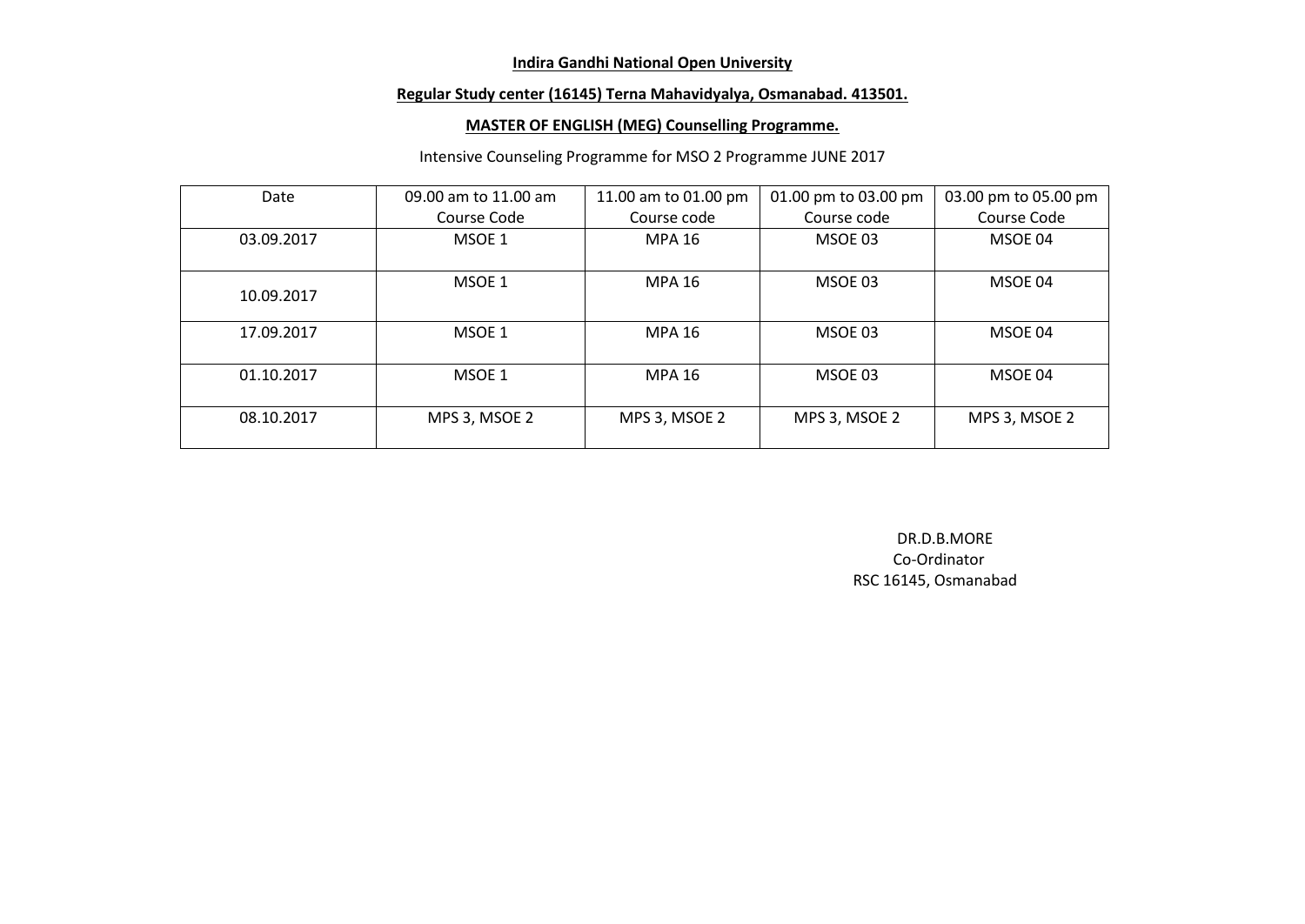**Indira Gandhi National Open University**

**Regular Study center (16145) Terna Mahavidyalya, Osmanabad. 413501.**

**MASTER OF ENGLISH (MEG) Counselling Programme.**

Intensive Counseling Programme for MSO 2 Programme JUNE 2017

| Date | 09.00 am to 11.00 am Course Code | 11.00 am to 01.00 pm Course code | 01.00 pm to 03.00 pm Course code | 03.00 pm to 05.00 pm Course Code |
|---|---|---|---|---|
| 03.09.2017 | MSOE 1 | MPA 16 | MSOE 03 | MSOE 04 |
| 10.09.2017 | MSOE 1 | MPA 16 | MSOE 03 | MSOE 04 |
| 17.09.2017 | MSOE 1 | MPA 16 | MSOE 03 | MSOE 04 |
| 01.10.2017 | MSOE 1 | MPA 16 | MSOE 03 | MSOE 04 |
| 08.10.2017 | MPS 3, MSOE 2 | MPS 3, MSOE 2 | MPS 3, MSOE 2 | MPS 3, MSOE 2 |

DR.D.B.MORE
Co-Ordinator
RSC 16145, Osmanabad